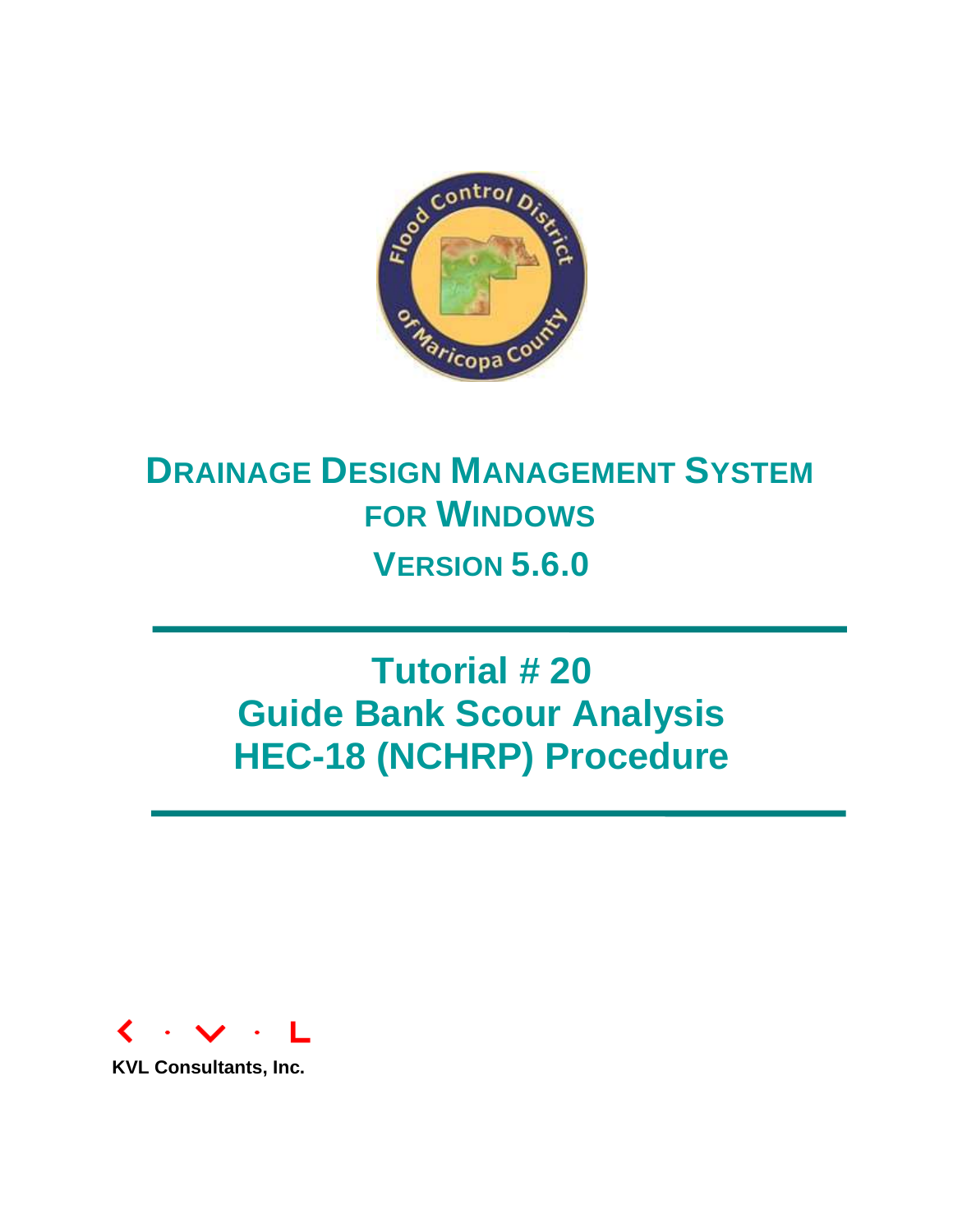# DRAINAGE DESIGN MANAGEMENT SYSTEM FOR WINDOWS

## VERSION 5.6.0

---

# Tutorial # 20
# Guide Bank Scour Analysis
# HEC-18 (NCHRP) Procedure

---

**KVL Consultants, Inc.**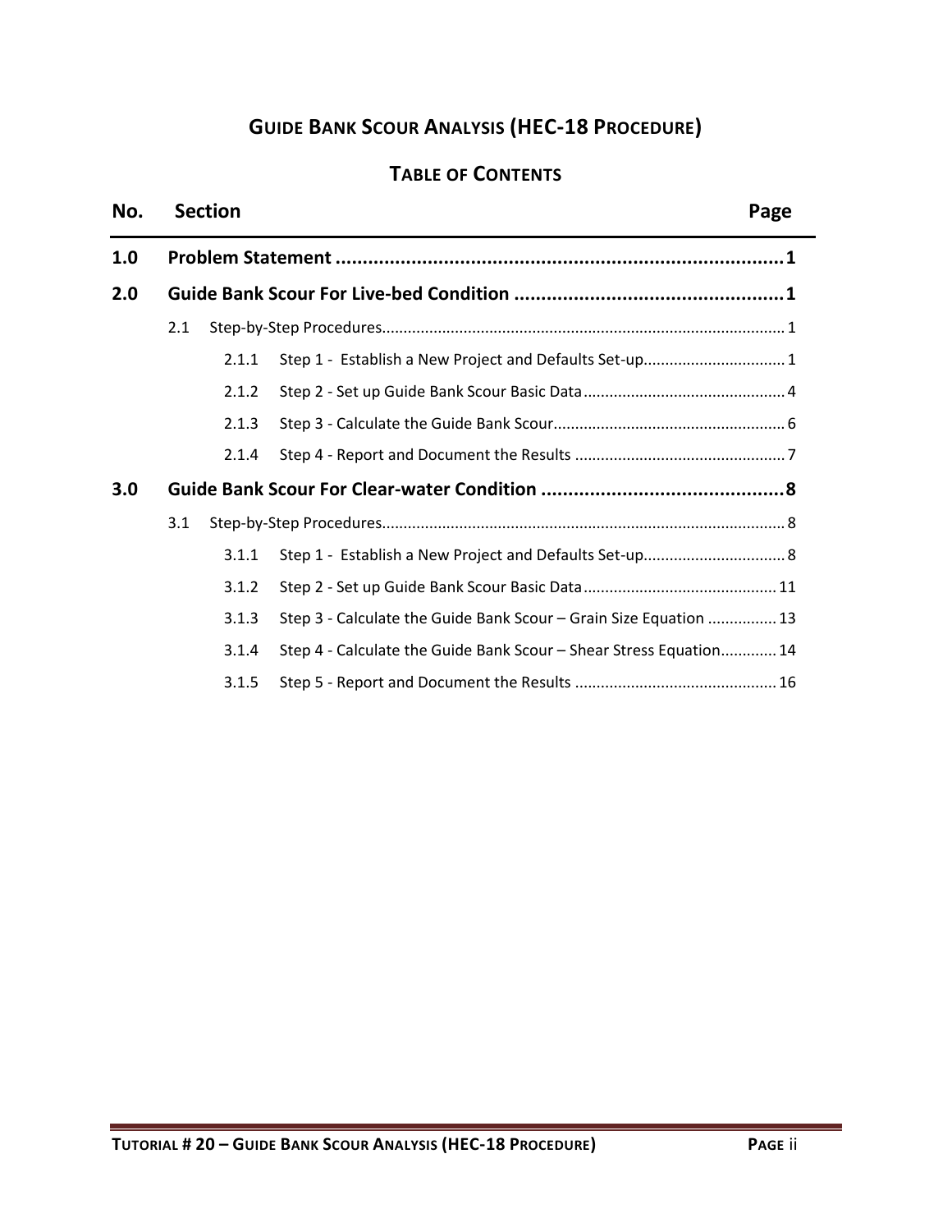# GUIDE BANK SCOUR ANALYSIS (HEC-18 PROCEDURE)

## TABLE OF CONTENTS

| No. | Section | Page |
|---|---|---|
| **1.0** | **Problem Statement** | **1** |
| **2.0** | **Guide Bank Scour For Live-bed Condition** | **1** |
| 2.1 | Step-by-Step Procedures | 1 |
| 2.1.1 | Step 1 - Establish a New Project and Defaults Set-up | 1 |
| 2.1.2 | Step 2 - Set up Guide Bank Scour Basic Data | 4 |
| 2.1.3 | Step 3 - Calculate the Guide Bank Scour | 6 |
| 2.1.4 | Step 4 - Report and Document the Results | 7 |
| **3.0** | **Guide Bank Scour For Clear-water Condition** | **8** |
| 3.1 | Step-by-Step Procedures | 8 |
| 3.1.1 | Step 1 - Establish a New Project and Defaults Set-up | 8 |
| 3.1.2 | Step 2 - Set up Guide Bank Scour Basic Data | 11 |
| 3.1.3 | Step 3 - Calculate the Guide Bank Scour – Grain Size Equation | 13 |
| 3.1.4 | Step 4 - Calculate the Guide Bank Scour – Shear Stress Equation | 14 |
| 3.1.5 | Step 5 - Report and Document the Results | 16 |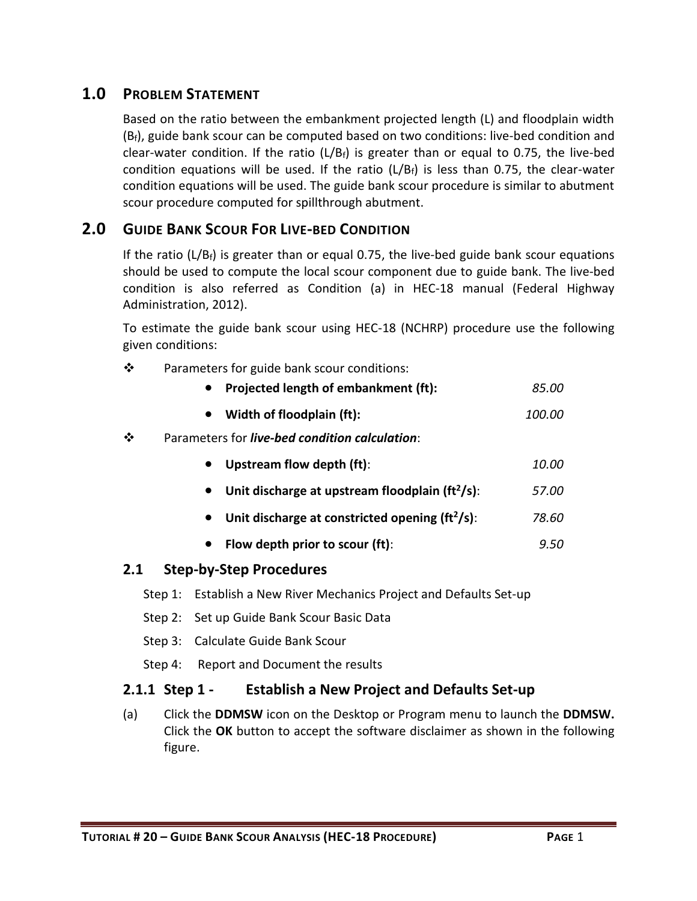## 1.0 PROBLEM STATEMENT

Based on the ratio between the embankment projected length (L) and floodplain width ($B_f$), guide bank scour can be computed based on two conditions: live-bed condition and clear-water condition. If the ratio ($L/B_f$) is greater than or equal to 0.75, the live-bed condition equations will be used. If the ratio ($L/B_f$) is less than 0.75, the clear-water condition equations will be used. The guide bank scour procedure is similar to abutment scour procedure computed for spillthrough abutment.

## 2.0 GUIDE BANK SCOUR FOR LIVE-BED CONDITION

If the ratio ($L/B_f$) is greater than or equal 0.75, the live-bed guide bank scour equations should be used to compute the local scour component due to guide bank. The live-bed condition is also referred as Condition (a) in HEC-18 manual (Federal Highway Administration, 2012).

To estimate the guide bank scour using HEC-18 (NCHRP) procedure use the following given conditions:

- Parameters for guide bank scour conditions:
  - **Projected length of embankment (ft):** *85.00*
  - **Width of floodplain (ft):** *100.00*
- Parameters for ***live-bed condition calculation***:
  - **Upstream flow depth (ft)**: *10.00*
  - **Unit discharge at upstream floodplain ($ft^2/s$)**: *57.00*
  - **Unit discharge at constricted opening ($ft^2/s$)**: *78.60*
  - **Flow depth prior to scour (ft)**: *9.50*

### 2.1 Step-by-Step Procedures

Step 1: Establish a New River Mechanics Project and Defaults Set-up

Step 2: Set up Guide Bank Scour Basic Data

Step 3: Calculate Guide Bank Scour

Step 4: Report and Document the results

#### 2.1.1 Step 1 - Establish a New Project and Defaults Set-up

(a) Click the **DDMSW** icon on the Desktop or Program menu to launch the **DDMSW.** Click the **OK** button to accept the software disclaimer as shown in the following figure.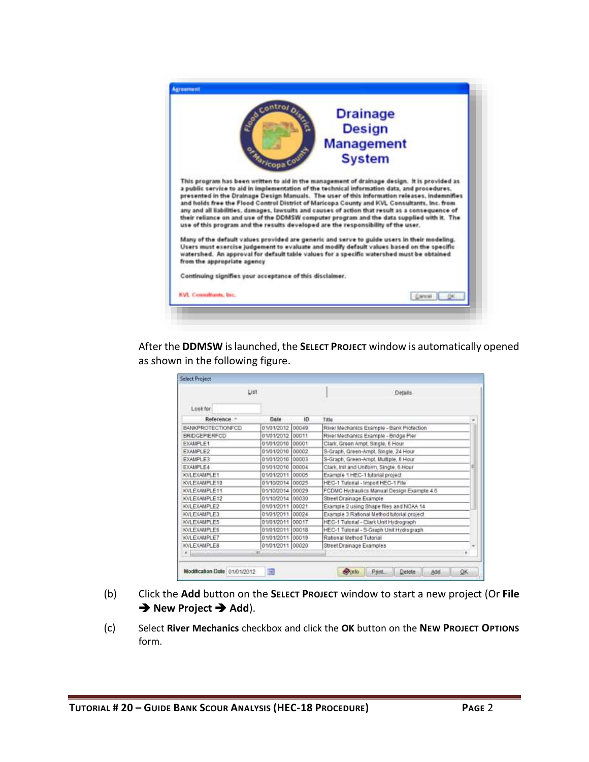After the **DDMSW** is launched, the **SELECT PROJECT** window is automatically opened as shown in the following figure.

(b) Click the **Add** button on the **SELECT PROJECT** window to start a new project (Or **File → New Project → Add**).

(c) Select **River Mechanics** checkbox and click the **OK** button on the **NEW PROJECT OPTIONS** form.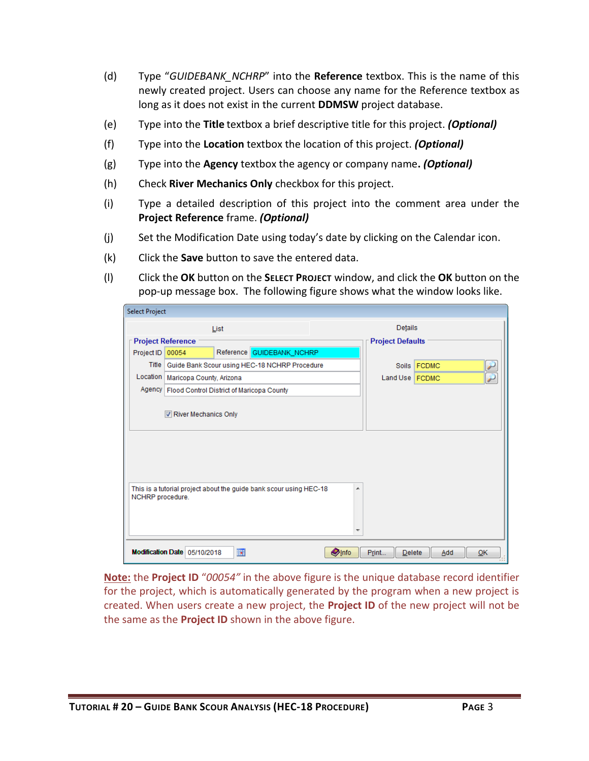(d) Type “*GUIDEBANK_NCHRP*” into the **Reference** textbox. This is the name of this newly created project. Users can choose any name for the Reference textbox as long as it does not exist in the current **DDMSW** project database.

(e) Type into the **Title** textbox a brief descriptive title for this project. ***(Optional)***

(f) Type into the **Location** textbox the location of this project. ***(Optional)***

(g) Type into the **Agency** textbox the agency or company name**.** ***(Optional)***

(h) Check **River Mechanics Only** checkbox for this project.

(i) Type a detailed description of this project into the comment area under the **Project Reference** frame. ***(Optional)***

(j) Set the Modification Date using today’s date by clicking on the Calendar icon.

(k) Click the **Save** button to save the entered data.

(l) Click the **OK** button on the **SELECT PROJECT** window, and click the **OK** button on the pop-up message box. The following figure shows what the window looks like.

**Note:** the **Project ID** *“00054”* in the above figure is the unique database record identifier for the project, which is automatically generated by the program when a new project is created. When users create a new project, the **Project ID** of the new project will not be the same as the **Project ID** shown in the above figure.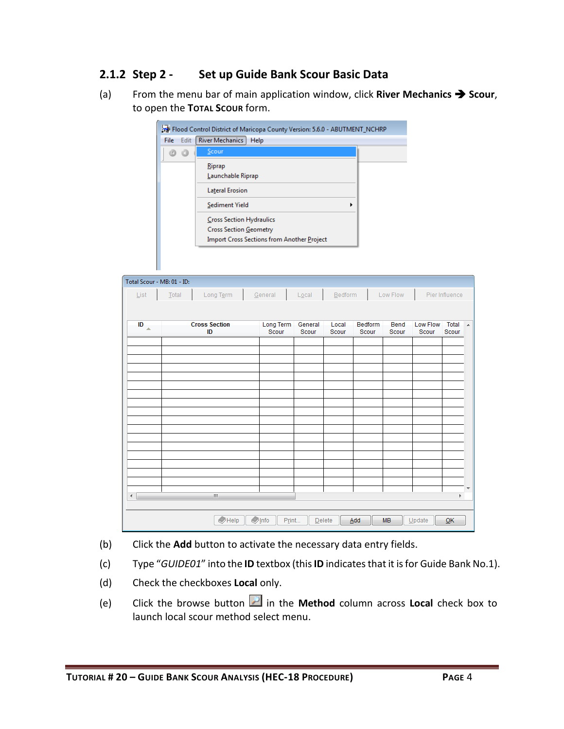### 2.1.2 Step 2 - Set up Guide Bank Scour Basic Data

(a) From the menu bar of main application window, click **River Mechanics → Scour**, to open the **TOTAL SCOUR** form.

(b) Click the **Add** button to activate the necessary data entry fields.

(c) Type "*GUIDE01*" into the **ID** textbox (this **ID** indicates that it is for Guide Bank No.1).

(d) Check the checkboxes **Local** only.

(e) Click the browse button in the **Method** column across **Local** check box to launch local scour method select menu.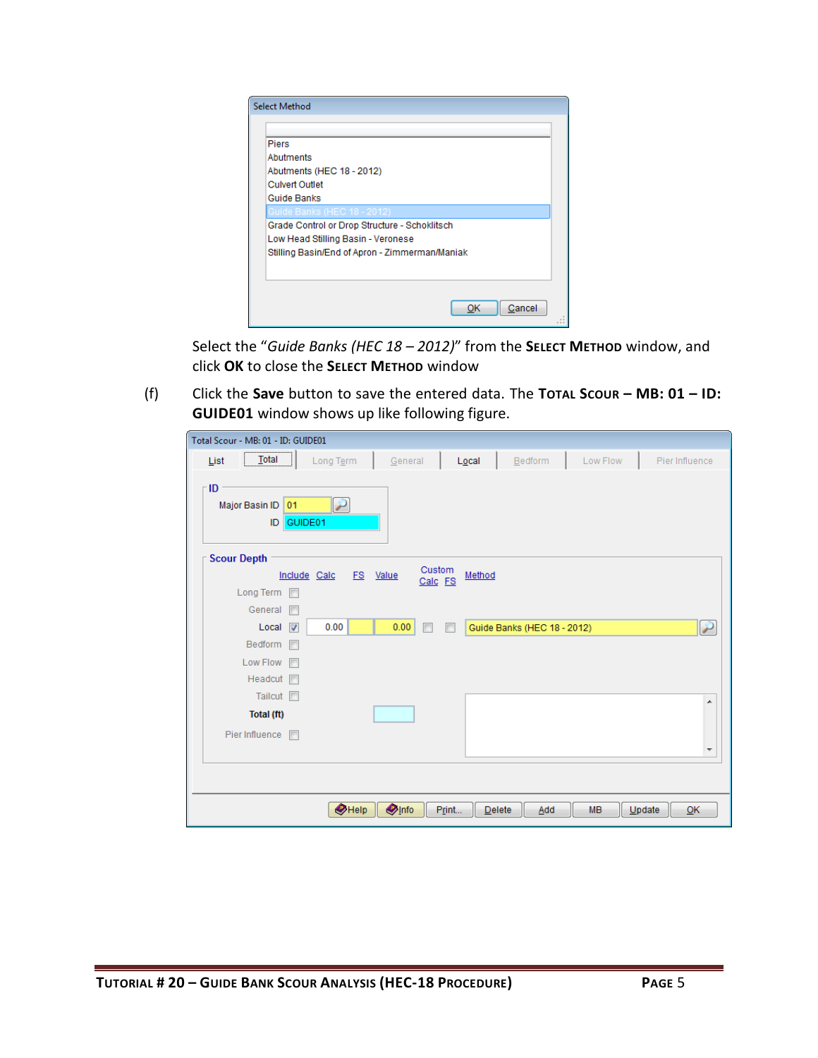Select the "*Guide Banks (HEC 18 – 2012)*" from the **Select Method** window, and click **OK** to close the **Select Method** window

(f) Click the **Save** button to save the entered data. The **Total Scour – MB: 01 – ID: GUIDE01** window shows up like following figure.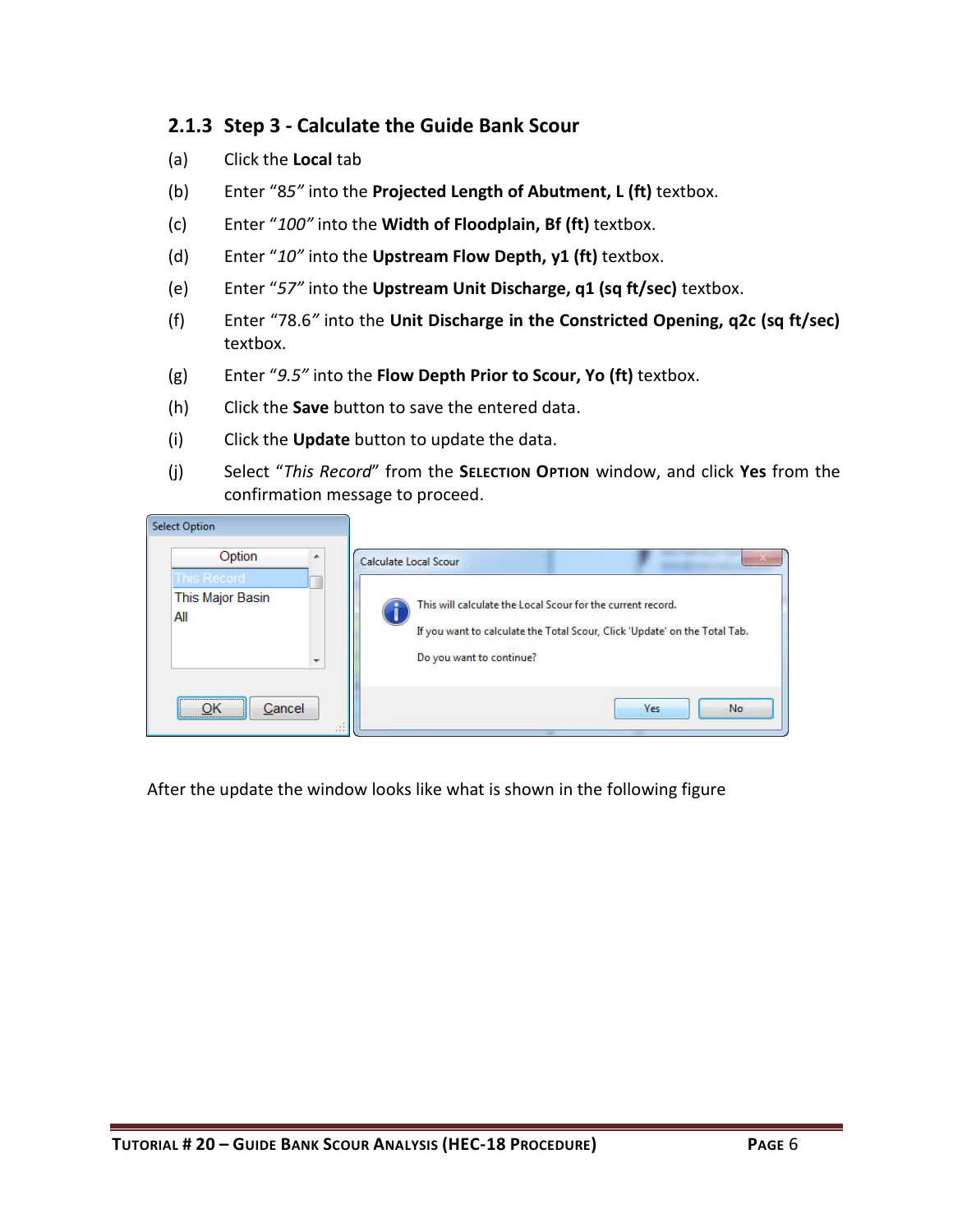### 2.1.3 Step 3 - Calculate the Guide Bank Scour

(a) Click the **Local** tab

(b) Enter "*85*" into the **Projected Length of Abutment, L (ft)** textbox.

(c) Enter "*100*" into the **Width of Floodplain, Bf (ft)** textbox.

(d) Enter "*10*" into the **Upstream Flow Depth, y1 (ft)** textbox.

(e) Enter "*57*" into the **Upstream Unit Discharge, q1 (sq ft/sec)** textbox.

(f) Enter "78.6" into the **Unit Discharge in the Constricted Opening, q2c (sq ft/sec)** textbox.

(g) Enter "*9.5*" into the **Flow Depth Prior to Scour, Yo (ft)** textbox.

(h) Click the **Save** button to save the entered data.

(i) Click the **Update** button to update the data.

(j) Select "*This Record*" from the **Selection Option** window, and click **Yes** from the confirmation message to proceed.

After the update the window looks like what is shown in the following figure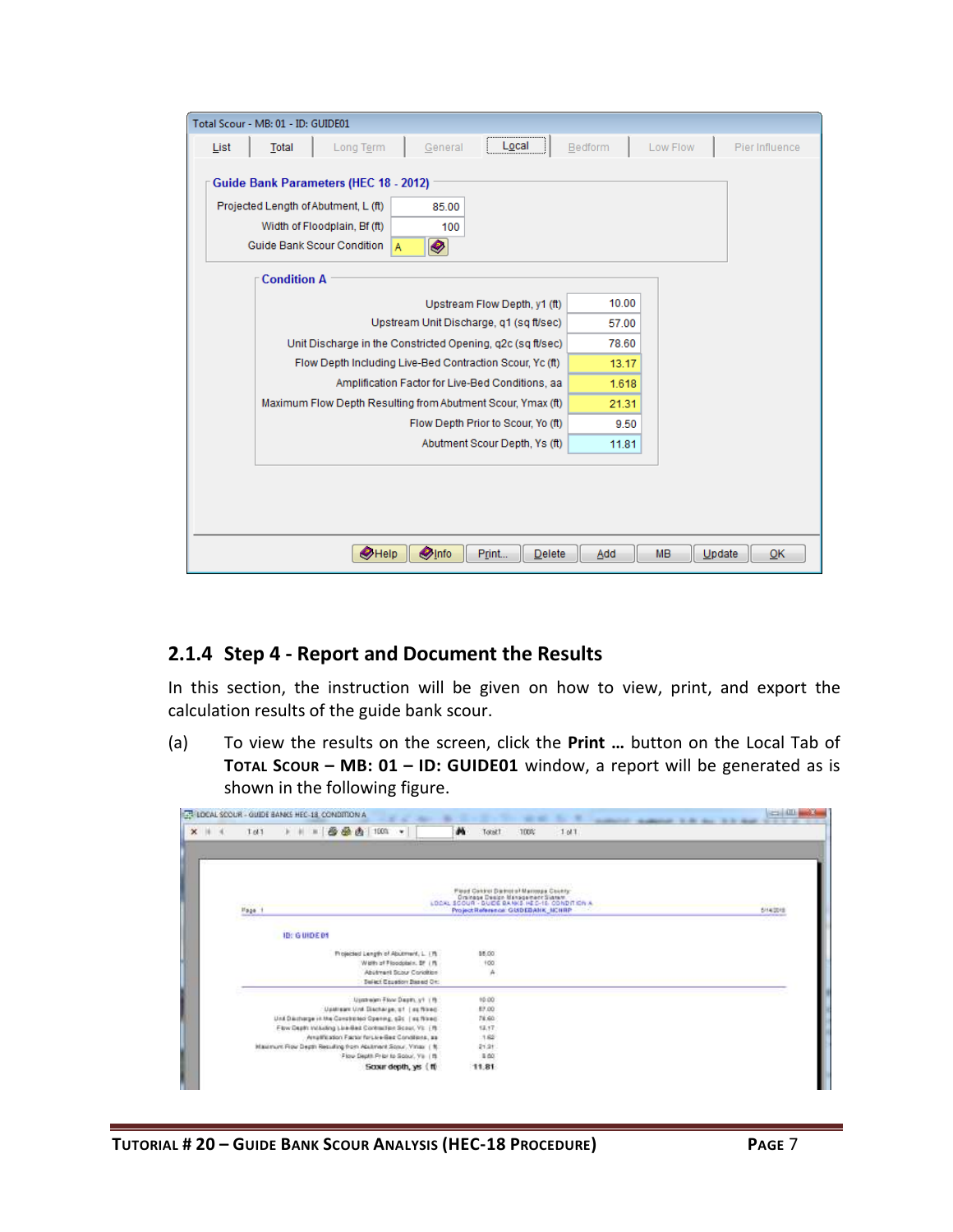## 2.1.4 Step 4 - Report and Document the Results

In this section, the instruction will be given on how to view, print, and export the calculation results of the guide bank scour.

(a) To view the results on the screen, click the **Print …** button on the Local Tab of **Total Scour – MB: 01 – ID: GUIDE01** window, a report will be generated as is shown in the following figure.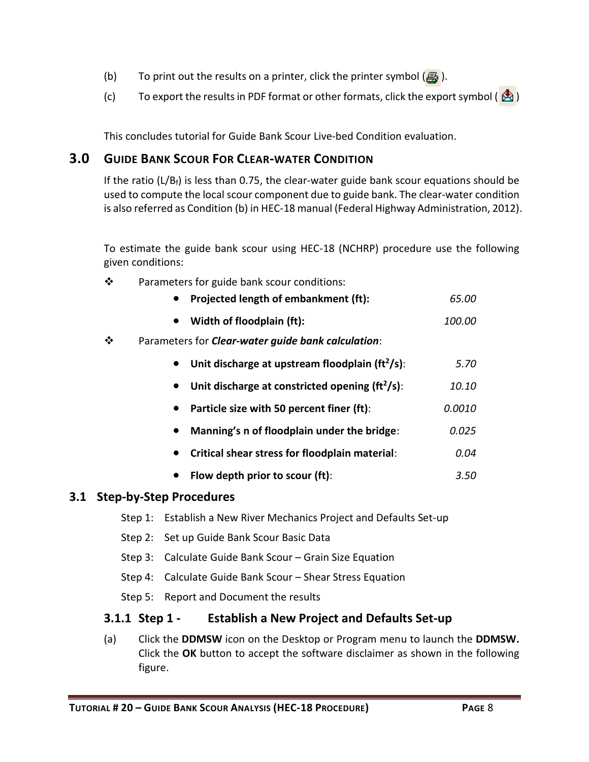(b) To print out the results on a printer, click the printer symbol ( ).

(c) To export the results in PDF format or other formats, click the export symbol ( )

This concludes tutorial for Guide Bank Scour Live-bed Condition evaluation.

# 3.0 Guide Bank Scour For Clear-water Condition

If the ratio ($L/B_f$) is less than 0.75, the clear-water guide bank scour equations should be used to compute the local scour component due to guide bank. The clear-water condition is also referred as Condition (b) in HEC-18 manual (Federal Highway Administration, 2012).

To estimate the guide bank scour using HEC-18 (NCHRP) procedure use the following given conditions:

- Parameters for guide bank scour conditions:
  - **Projected length of embankment (ft):** *65.00*
  - **Width of floodplain (ft):** *100.00*
- Parameters for ***Clear-water guide bank calculation***:
  - **Unit discharge at upstream floodplain ($ft^2/s$)**: *5.70*
  - **Unit discharge at constricted opening ($ft^2/s$)**: *10.10*
  - **Particle size with 50 percent finer (ft)**: *0.0010*
  - **Manning's n of floodplain under the bridge**: *0.025*
  - **Critical shear stress for floodplain material**: *0.04*
  - **Flow depth prior to scour (ft)**: *3.50*

## 3.1 Step-by-Step Procedures

Step 1: Establish a New River Mechanics Project and Defaults Set-up

Step 2: Set up Guide Bank Scour Basic Data

Step 3: Calculate Guide Bank Scour – Grain Size Equation

Step 4: Calculate Guide Bank Scour – Shear Stress Equation

Step 5: Report and Document the results

### 3.1.1 Step 1 - Establish a New Project and Defaults Set-up

(a) Click the **DDMSW** icon on the Desktop or Program menu to launch the **DDMSW.** Click the **OK** button to accept the software disclaimer as shown in the following figure.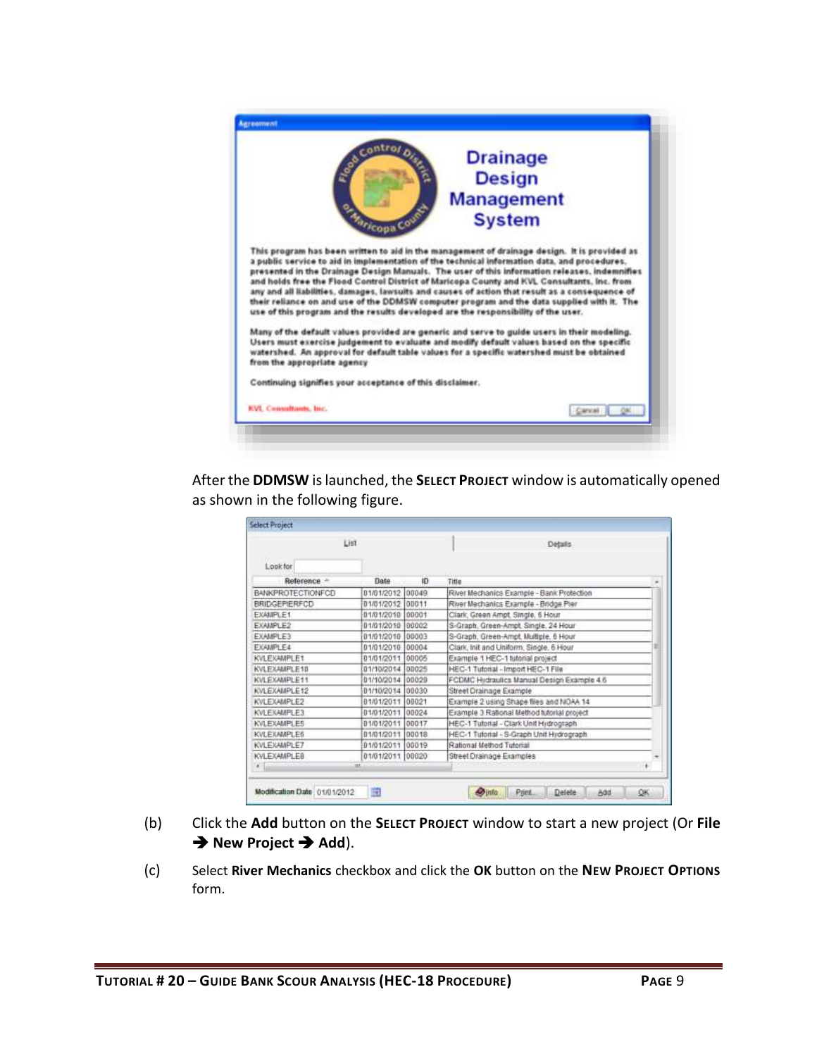After the **DDMSW** is launched, the **SELECT PROJECT** window is automatically opened as shown in the following figure.

(b) Click the **Add** button on the **SELECT PROJECT** window to start a new project (Or **File → New Project → Add**).

(c) Select **River Mechanics** checkbox and click the **OK** button on the **NEW PROJECT OPTIONS** form.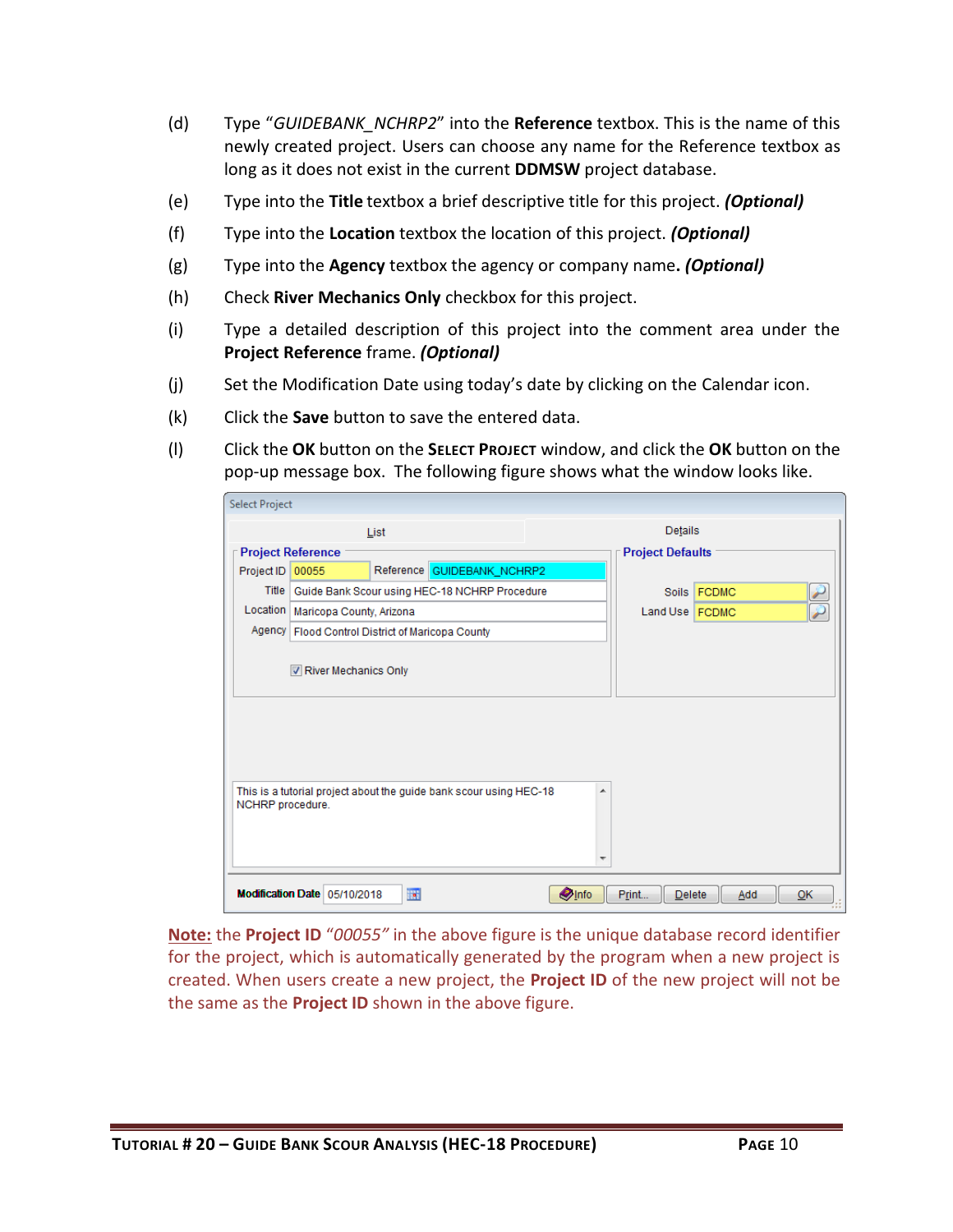(d) Type "*GUIDEBANK_NCHRP2*" into the **Reference** textbox. This is the name of this newly created project. Users can choose any name for the Reference textbox as long as it does not exist in the current **DDMSW** project database.

(e) Type into the **Title** textbox a brief descriptive title for this project. ***(Optional)***

(f) Type into the **Location** textbox the location of this project. ***(Optional)***

(g) Type into the **Agency** textbox the agency or company name**.** ***(Optional)***

(h) Check **River Mechanics Only** checkbox for this project.

(i) Type a detailed description of this project into the comment area under the **Project Reference** frame. ***(Optional)***

(j) Set the Modification Date using today's date by clicking on the Calendar icon.

(k) Click the **Save** button to save the entered data.

(l) Click the **OK** button on the **Select Project** window, and click the **OK** button on the pop-up message box. The following figure shows what the window looks like.

**Note:** the **Project ID** *"00055"* in the above figure is the unique database record identifier for the project, which is automatically generated by the program when a new project is created. When users create a new project, the **Project ID** of the new project will not be the same as the **Project ID** shown in the above figure.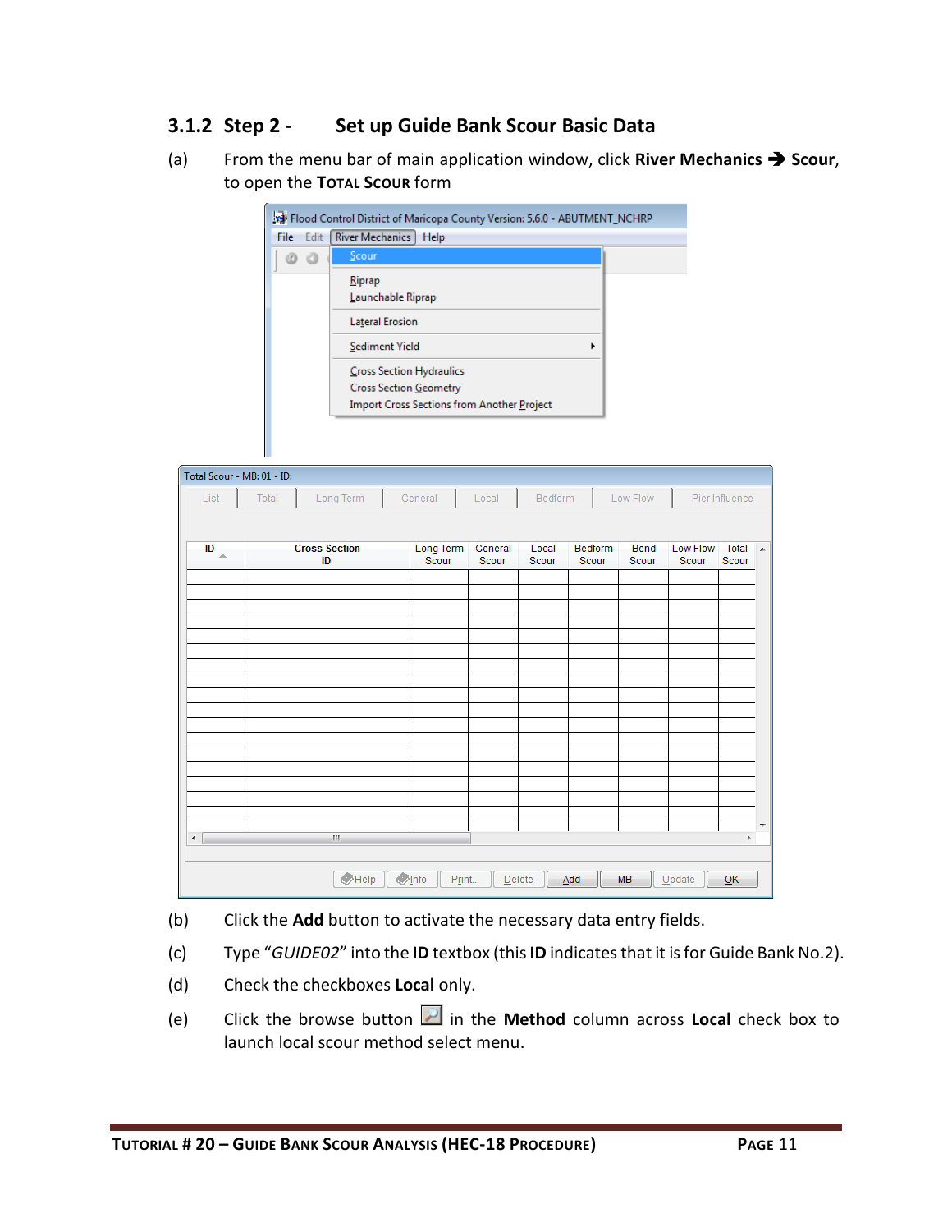### 3.1.2 Step 2 - Set up Guide Bank Scour Basic Data

(a) From the menu bar of main application window, click **River Mechanics → Scour**, to open the **Total Scour** form

(b) Click the **Add** button to activate the necessary data entry fields.

(c) Type "*GUIDE02*" into the **ID** textbox (this **ID** indicates that it is for Guide Bank No.2).

(d) Check the checkboxes **Local** only.

(e) Click the browse button in the **Method** column across **Local** check box to launch local scour method select menu.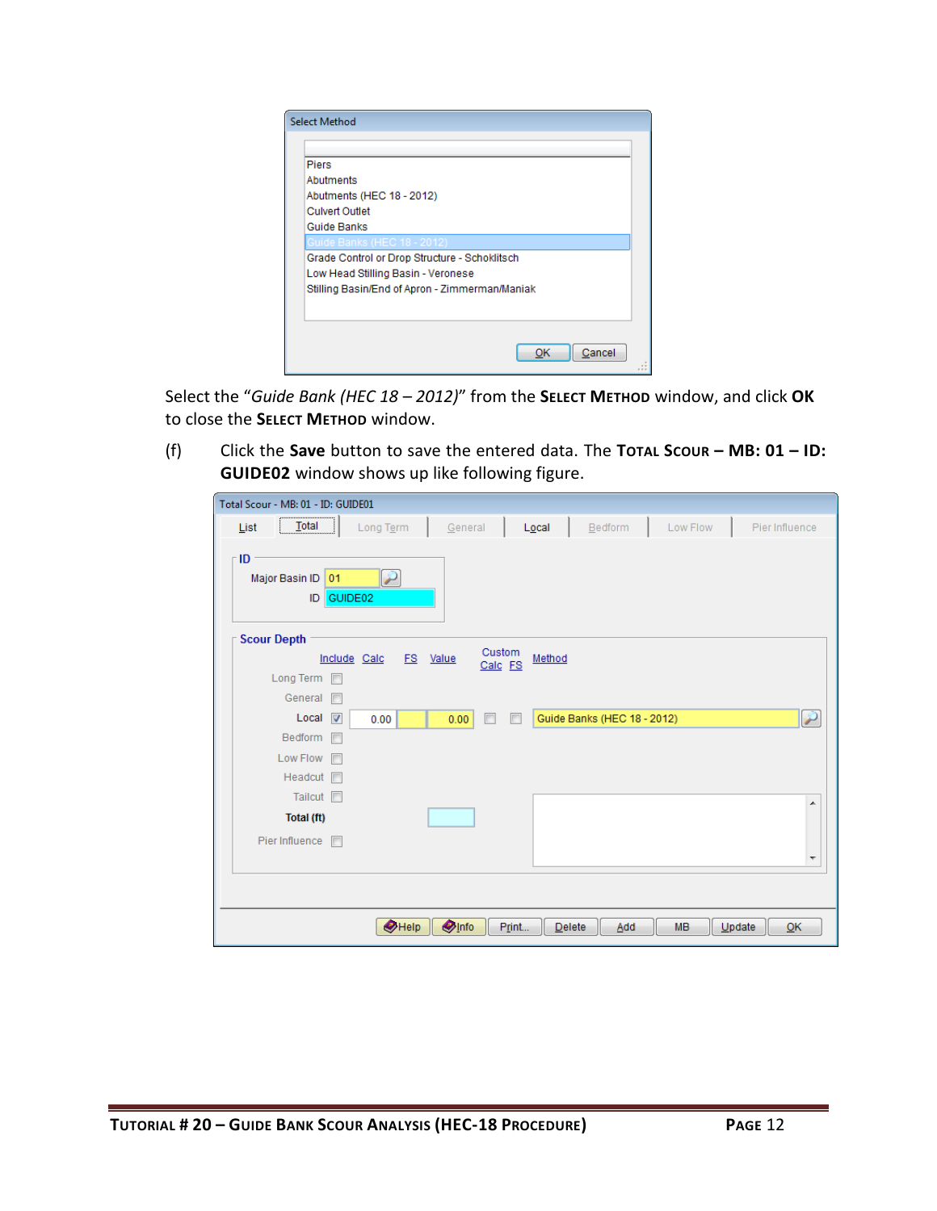Select the "*Guide Bank (HEC 18 – 2012)*" from the **SELECT METHOD** window, and click **OK** to close the **SELECT METHOD** window.

(f) Click the **Save** button to save the entered data. The **TOTAL SCOUR – MB: 01 – ID: GUIDE02** window shows up like following figure.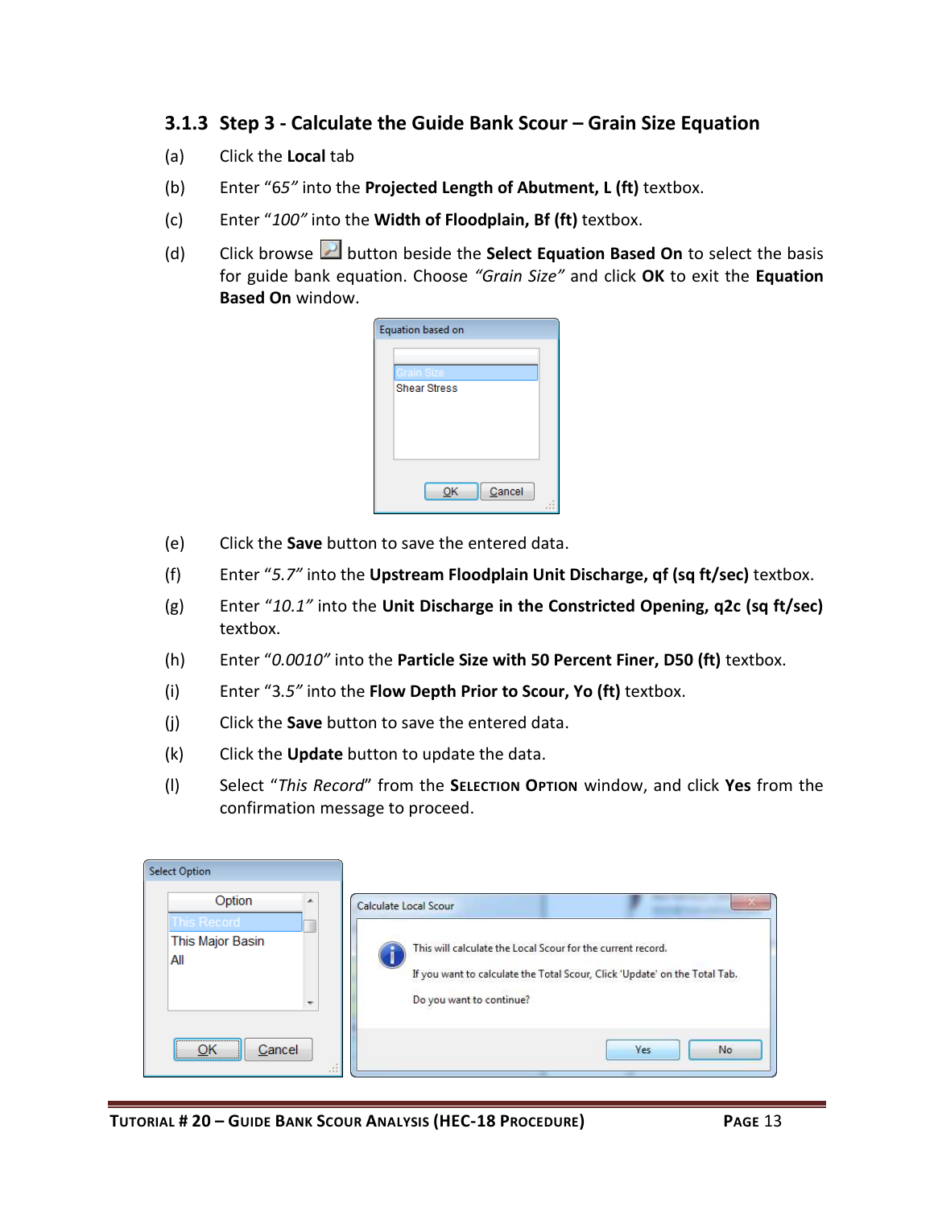### 3.1.3 Step 3 - Calculate the Guide Bank Scour – Grain Size Equation

(a) Click the **Local** tab

(b) Enter "*65*" into the **Projected Length of Abutment, L (ft)** textbox.

(c) Enter "*100*" into the **Width of Floodplain, Bf (ft)** textbox.

(d) Click browse button beside the **Select Equation Based On** to select the basis for guide bank equation. Choose *"Grain Size"* and click **OK** to exit the **Equation Based On** window.

(e) Click the **Save** button to save the entered data.

(f) Enter "*5.7*" into the **Upstream Floodplain Unit Discharge, qf (sq ft/sec)** textbox.

(g) Enter "*10.1*" into the **Unit Discharge in the Constricted Opening, q2c (sq ft/sec)** textbox.

(h) Enter "*0.0010*" into the **Particle Size with 50 Percent Finer, D50 (ft)** textbox.

(i) Enter "3.5" into the **Flow Depth Prior to Scour, Yo (ft)** textbox.

(j) Click the **Save** button to save the entered data.

(k) Click the **Update** button to update the data.

(l) Select "*This Record*" from the **Selection Option** window, and click **Yes** from the confirmation message to proceed.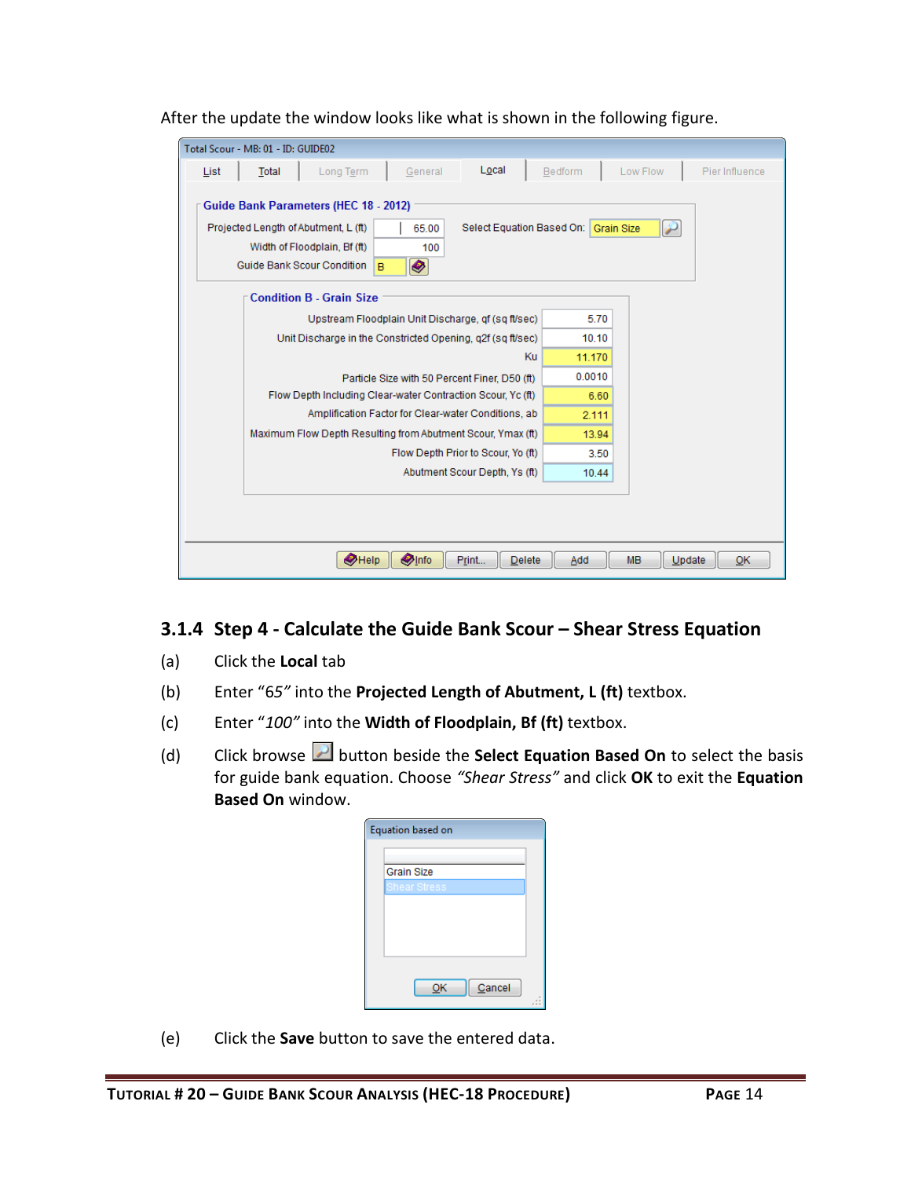After the update the window looks like what is shown in the following figure.

### 3.1.4 Step 4 - Calculate the Guide Bank Scour – Shear Stress Equation

(a) Click the **Local** tab

(b) Enter *"65"* into the **Projected Length of Abutment, L (ft)** textbox.

(c) Enter *"100"* into the **Width of Floodplain, Bf (ft)** textbox.

(d) Click browse button beside the **Select Equation Based On** to select the basis for guide bank equation. Choose *"Shear Stress"* and click **OK** to exit the **Equation Based On** window.

(e) Click the **Save** button to save the entered data.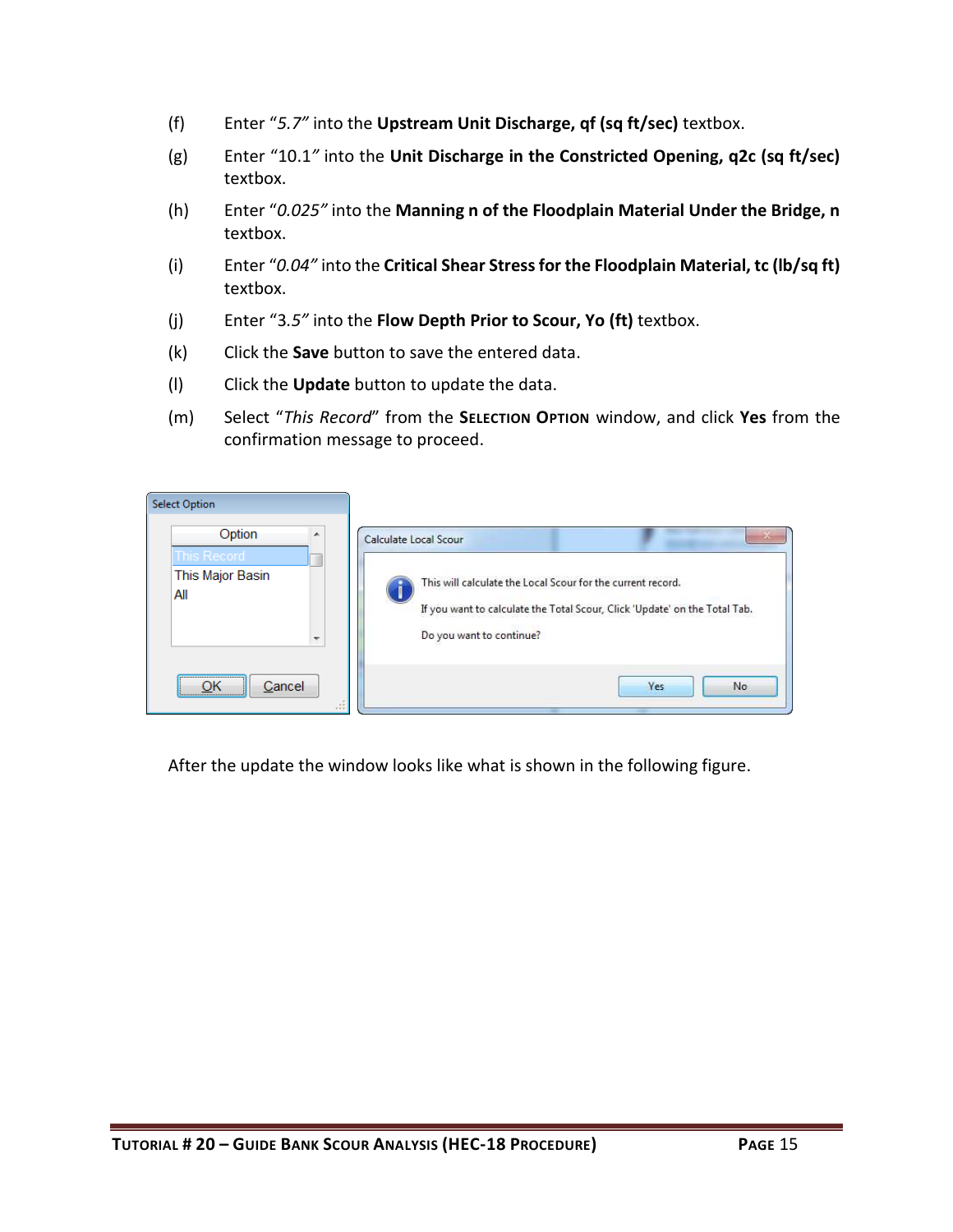(f) Enter "*5.7*" into the **Upstream Unit Discharge, qf (sq ft/sec)** textbox.

(g) Enter "10.1*"* into the **Unit Discharge in the Constricted Opening, q2c (sq ft/sec)** textbox.

(h) Enter "*0.025"* into the **Manning n of the Floodplain Material Under the Bridge, n** textbox.

(i) Enter "*0.04"* into the **Critical Shear Stress for the Floodplain Material, tc (lb/sq ft)** textbox.

(j) Enter "3.5*"* into the **Flow Depth Prior to Scour, Yo (ft)** textbox.

(k) Click the **Save** button to save the entered data.

(l) Click the **Update** button to update the data.

(m) Select "*This Record*" from the **SELECTION OPTION** window, and click **Yes** from the confirmation message to proceed.

After the update the window looks like what is shown in the following figure.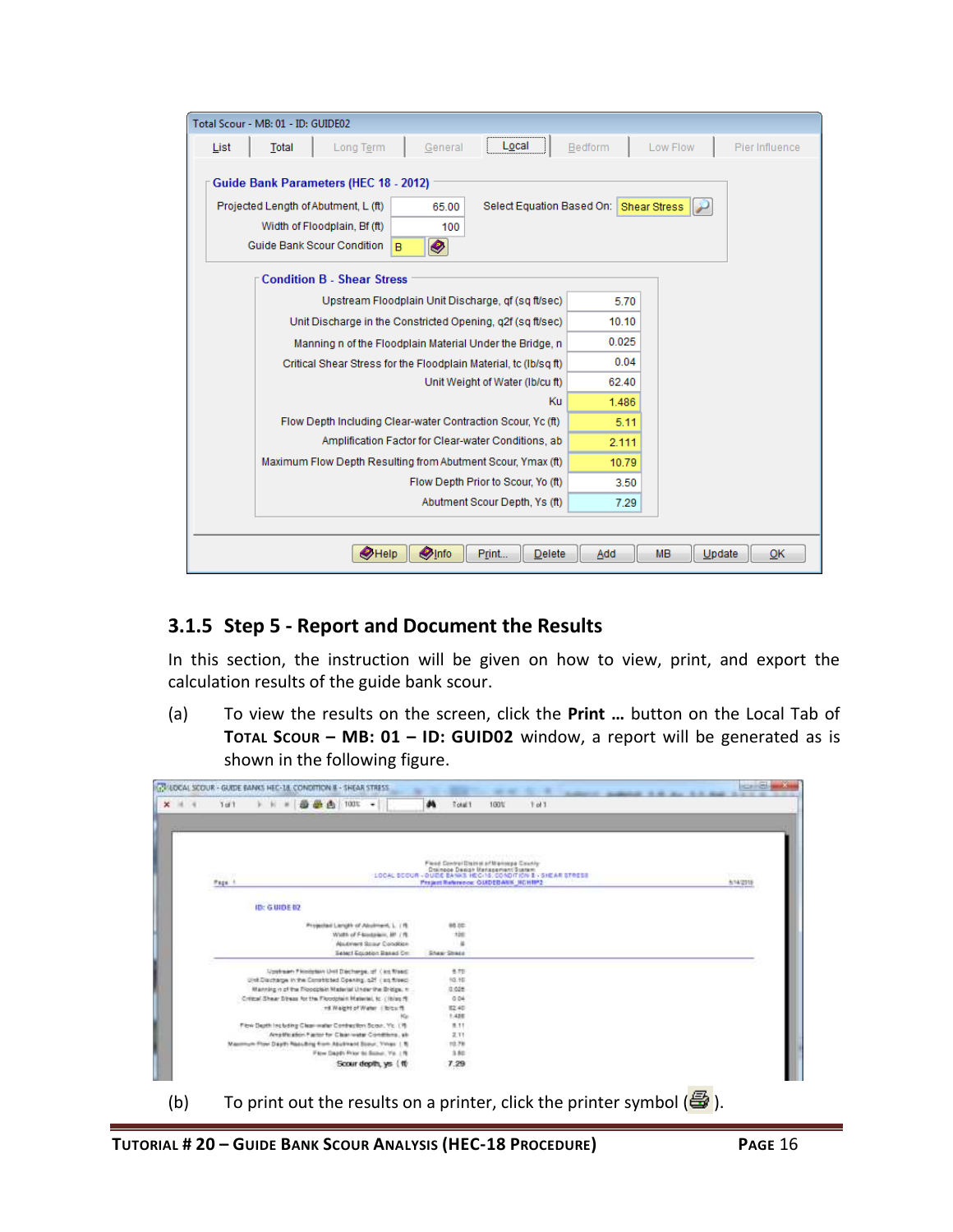Total Scour - MB: 01 - ID: GUIDE02

List | Total | Long Term | General | Local | Bedform | Low Flow | Pier Influence

**Guide Bank Parameters (HEC 18 - 2012)**

| | |
|---|---|
| Projected Length of Abutment, L (ft) | 65.00 |
| Width of Floodplain, Bf (ft) | 100 |
| Guide Bank Scour Condition | B |
| Select Equation Based On: | Shear Stress |

**Condition B - Shear Stress**

| | |
|---|---|
| Upstream Floodplain Unit Discharge, qf (sq ft/sec) | 5.70 |
| Unit Discharge in the Constricted Opening, q2f (sq ft/sec) | 10.10 |
| Manning n of the Floodplain Material Under the Bridge, n | 0.025 |
| Critical Shear Stress for the Floodplain Material, tc (lb/sq ft) | 0.04 |
| Unit Weight of Water (lb/cu ft) | 62.40 |
| Ku | 1.486 |
| Flow Depth Including Clear-water Contraction Scour, Yc (ft) | 5.11 |
| Amplification Factor for Clear-water Conditions, ab | 2.111 |
| Maximum Flow Depth Resulting from Abutment Scour, Ymax (ft) | 10.79 |
| Flow Depth Prior to Scour, Yo (ft) | 3.50 |
| Abutment Scour Depth, Ys (ft) | 7.29 |

Help | Info | Print... | Delete | Add | MB | Update | OK

### 3.1.5 Step 5 - Report and Document the Results

In this section, the instruction will be given on how to view, print, and export the calculation results of the guide bank scour.

(a) To view the results on the screen, click the **Print …** button on the Local Tab of **TOTAL SCOUR – MB: 01 – ID: GUID02** window, a report will be generated as is shown in the following figure.

(b) To print out the results on a printer, click the printer symbol ( ).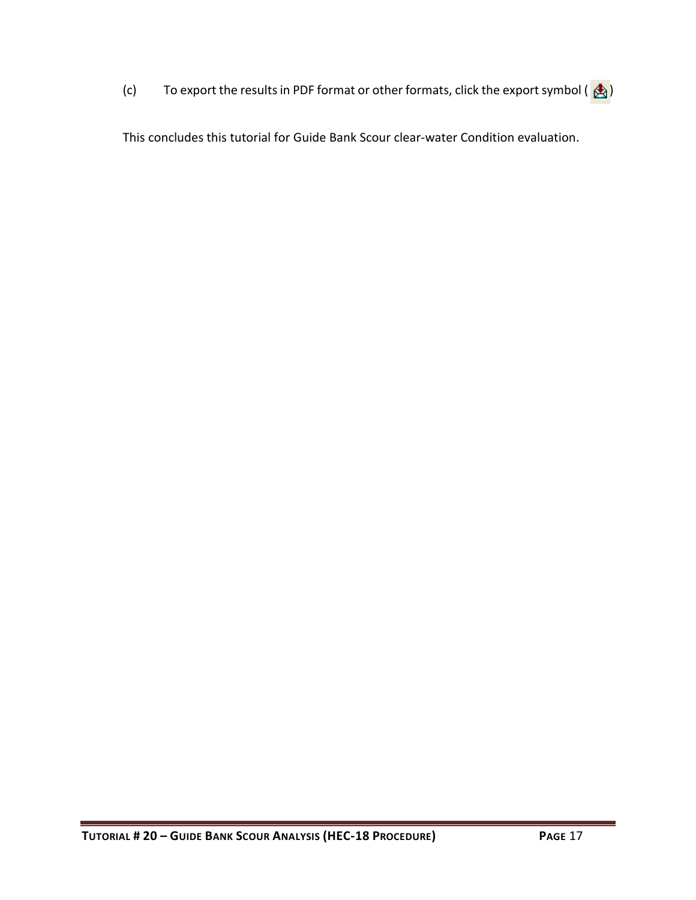(c) To export the results in PDF format or other formats, click the export symbol ( )

This concludes this tutorial for Guide Bank Scour clear-water Condition evaluation.